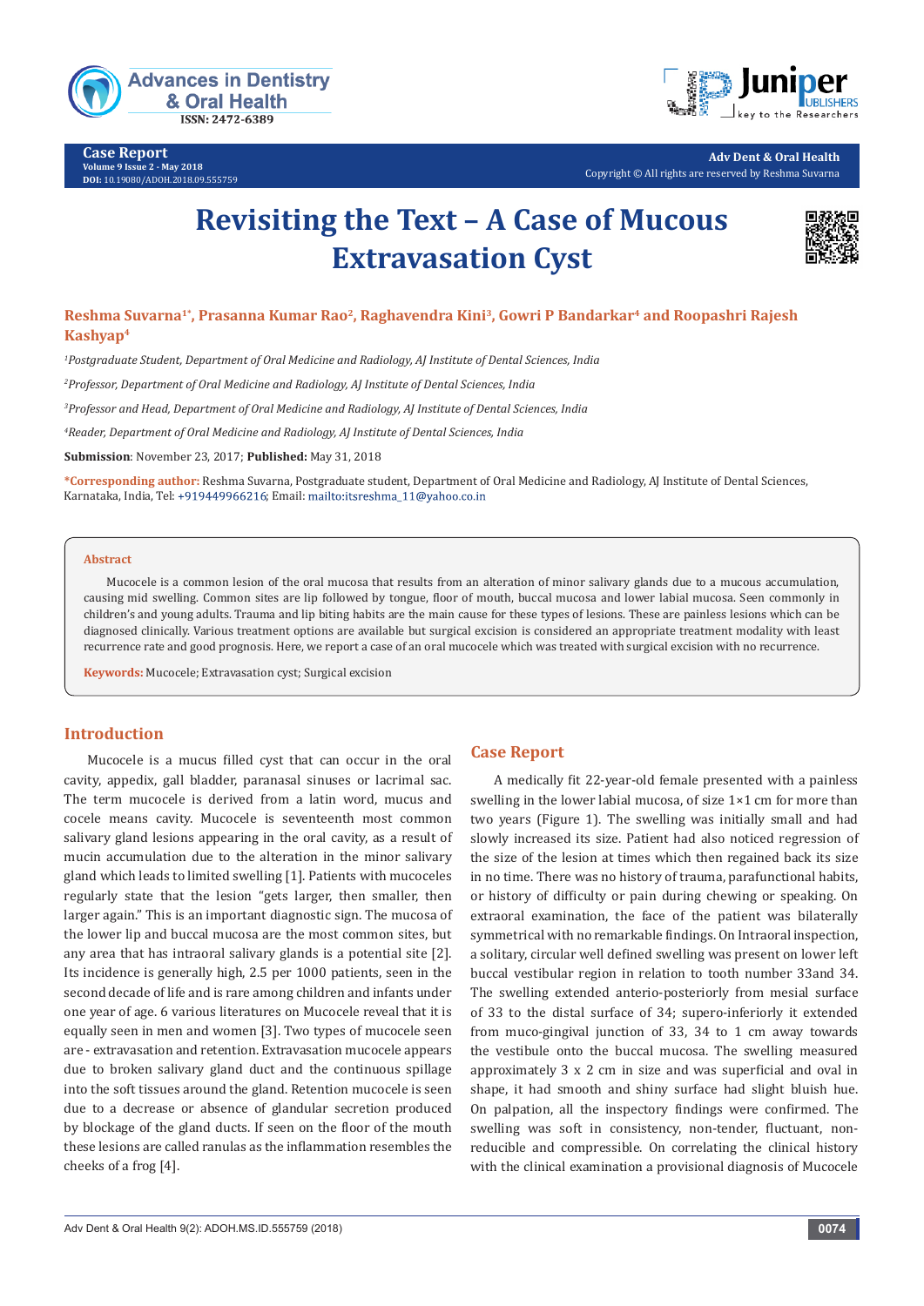Case Report
Volume 9 Issue 2 - May 2018
DOI: 10.19080/ADOH.2018.09.555759

Adv Dent & Oral Health
Copyright © All rights are reserved by Reshma Suvarna

# Revisiting the Text – A Case of Mucous Extravasation Cyst

**Reshma Suvarna[1]*, Prasanna Kumar Rao[2], Raghavendra Kini[3], Gowri P Bandarkar[4] and Roopashri Rajesh Kashyap[4]**

*[1]Postgraduate Student, Department of Oral Medicine and Radiology, AJ Institute of Dental Sciences, India*

*[2]Professor, Department of Oral Medicine and Radiology, AJ Institute of Dental Sciences, India*

*[3]Professor and Head, Department of Oral Medicine and Radiology, AJ Institute of Dental Sciences, India*

*[4]Reader, Department of Oral Medicine and Radiology, AJ Institute of Dental Sciences, India*

**Submission**: November 23, 2017; **Published:** May 31, 2018

**\*Corresponding author:** Reshma Suvarna, Postgraduate student, Department of Oral Medicine and Radiology, AJ Institute of Dental Sciences, Karnataka, India, Tel: +919449966216; Email: mailto:itsreshma_11@yahoo.co.in

## Abstract

Mucocele is a common lesion of the oral mucosa that results from an alteration of minor salivary glands due to a mucous accumulation, causing mid swelling. Common sites are lip followed by tongue, floor of mouth, buccal mucosa and lower labial mucosa. Seen commonly in children's and young adults. Trauma and lip biting habits are the main cause for these types of lesions. These are painless lesions which can be diagnosed clinically. Various treatment options are available but surgical excision is considered an appropriate treatment modality with least recurrence rate and good prognosis. Here, we report a case of an oral mucocele which was treated with surgical excision with no recurrence.

**Keywords:** Mucocele; Extravasation cyst; Surgical excision

## Introduction

Mucocele is a mucus filled cyst that can occur in the oral cavity, appdix, gall bladder, paranasal sinuses or lacrimal sac. The term mucocele is derived from a latin word, mucus and cocele means cavity. Mucocele is seventeenth most common salivary gland lesions appearing in the oral cavity, as a result of mucin accumulation due to the alteration in the minor salivary gland which leads to limited swelling [1]. Patients with mucoceles regularly state that the lesion "gets larger, then smaller, then larger again." This is an important diagnostic sign. The mucosa of the lower lip and buccal mucosa are the most common sites, but any area that has intraoral salivary glands is a potential site [2]. Its incidence is generally high, 2.5 per 1000 patients, seen in the second decade of life and is rare among children and infants under one year of age. 6 various literatures on Mucocele reveal that it is equally seen in men and women [3]. Two types of mucocele seen are - extravasation and retention. Extravasation mucocele appears due to broken salivary gland duct and the continuous spillage into the soft tissues around the gland. Retention mucocele is seen due to a decrease or absence of glandular secretion produced by blockage of the gland ducts. If seen on the floor of the mouth these lesions are called ranulas as the inflammation resembles the cheeks of a frog [4].

## Case Report

A medically fit 22-year-old female presented with a painless swelling in the lower labial mucosa, of size 1×1 cm for more than two years (Figure 1). The swelling was initially small and had slowly increased its size. Patient had also noticed regression of the size of the lesion at times which then regained back its size in no time. There was no history of trauma, parafunctional habits, or history of difficulty or pain during chewing or speaking. On extraoral examination, the face of the patient was bilaterally symmetrical with no remarkable findings. On Intraoral inspection, a solitary, circular well defined swelling was present on lower left buccal vestibular region in relation to tooth number 33and 34. The swelling extended anterio-posteriorly from mesial surface of 33 to the distal surface of 34; supero-inferiorly it extended from muco-gingival junction of 33, 34 to 1 cm away towards the vestibule onto the buccal mucosa. The swelling measured approximately 3 x 2 cm in size and was superficial and oval in shape, it had smooth and shiny surface had slight bluish hue. On palpation, all the inspectory findings were confirmed. The swelling was soft in consistency, non-tender, fluctuant, non-reducible and compressible. On correlating the clinical history with the clinical examination a provisional diagnosis of Mucocele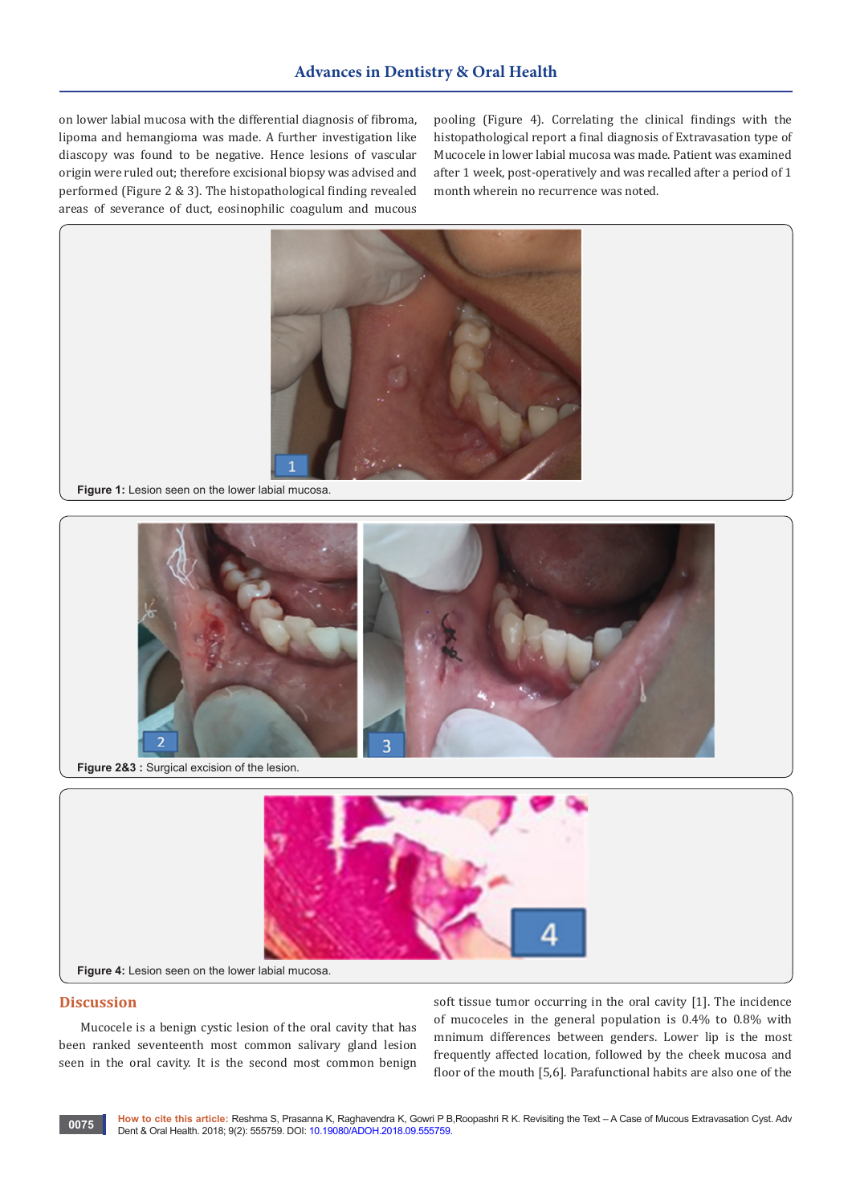on lower labial mucosa with the differential diagnosis of fibroma, lipoma and hemangioma was made. A further investigation like diascopy was found to be negative. Hence lesions of vascular origin were ruled out; therefore excisional biopsy was advised and performed (Figure 2 & 3). The histopathological finding revealed areas of severance of duct, eosinophilic coagulum and mucous pooling (Figure 4). Correlating the clinical findings with the histopathological report a final diagnosis of Extravasation type of Mucocele in lower labial mucosa was made. Patient was examined after 1 week, post-operatively and was recalled after a period of 1 month wherein no recurrence was noted.

**Figure 1:** Lesion seen on the lower labial mucosa.

**Figure 2&3 :** Surgical excision of the lesion.

**Figure 4:** Lesion seen on the lower labial mucosa.

## Discussion

Mucocele is a benign cystic lesion of the oral cavity that has been ranked seventeenth most common salivary gland lesion seen in the oral cavity. It is the second most common benign soft tissue tumor occurring in the oral cavity [1]. The incidence of mucoceles in the general population is 0.4% to 0.8% with mnimum differences between genders. Lower lip is the most frequently affected location, followed by the cheek mucosa and floor of the mouth [5,6]. Parafunctional habits are also one of the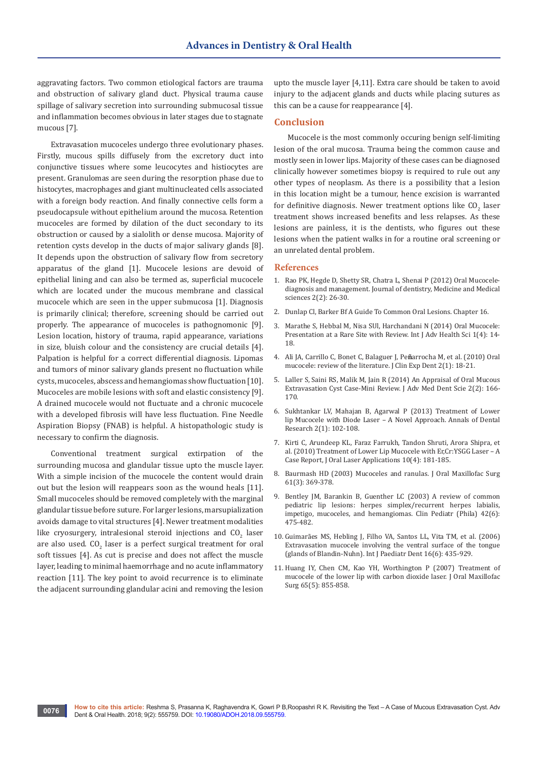aggravating factors. Two common etiological factors are trauma and obstruction of salivary gland duct. Physical trauma cause spillage of salivary secretion into surrounding submucosal tissue and inflammation becomes obvious in later stages due to stagnate mucous [7].

Extravasation mucoceles undergo three evolutionary phases. Firstly, mucous spills diffusely from the excretory duct into conjunctive tissues where some leucocytes and histiocytes are present. Granulomas are seen during the resorption phase due to histocytes, macrophages and giant multinucleated cells associated with a foreign body reaction. And finally connective cells form a pseudocapsule without epithelium around the mucosa. Retention mucoceles are formed by dilation of the duct secondary to its obstruction or caused by a sialolith or dense mucosa. Majority of retention cysts develop in the ducts of major salivary glands [8]. It depends upon the obstruction of salivary flow from secretory apparatus of the gland [1]. Mucocele lesions are devoid of epithelial lining and can also be termed as, superficial mucocele which are located under the mucous membrane and classical mucocele which are seen in the upper submucosa [1]. Diagnosis is primarily clinical; therefore, screening should be carried out properly. The appearance of mucoceles is pathognomonic [9]. Lesion location, history of trauma, rapid appearance, variations in size, bluish colour and the consistency are crucial details [4]. Palpation is helpful for a correct differential diagnosis. Lipomas and tumors of minor salivary glands present no fluctuation while cysts, mucoceles, abscess and hemangiomas show fluctuation [10]. Mucoceles are mobile lesions with soft and elastic consistency [9]. A drained mucocele would not fluctuate and a chronic mucocele with a developed fibrosis will have less fluctuation. Fine Needle Aspiration Biopsy (FNAB) is helpful. A histopathologic study is necessary to confirm the diagnosis.

Conventional treatment surgical extirpation of the surrounding mucosa and glandular tissue upto the muscle layer. With a simple incision of the mucocele the content would drain out but the lesion will reappears soon as the wound heals [11]. Small mucoceles should be removed completely with the marginal glandular tissue before suture. For larger lesions, marsupialization avoids damage to vital structures [4]. Newer treatment modalities like cryosurgery, intralesional steroid injections and $CO_2$ laser are also used. $CO_2$ laser is a perfect surgical treatment for oral soft tissues [4]. As cut is precise and does not affect the muscle layer, leading to minimal haemorrhage and no acute inflammatory reaction [11]. The key point to avoid recurrence is to eliminate the adjacent surrounding glandular acini and removing the lesion upto the muscle layer [4,11]. Extra care should be taken to avoid injury to the adjacent glands and ducts while placing sutures as this can be a cause for reappearance [4].

## Conclusion

Mucocele is the most commonly occuring benign self-limiting lesion of the oral mucosa. Trauma being the common cause and mostly seen in lower lips. Majority of these cases can be diagnosed clinically however sometimes biopsy is required to rule out any other types of neoplasm. As there is a possibility that a lesion in this location might be a tumour, hence excision is warranted for definitive diagnosis. Newer treatment options like $CO_2$ laser treatment shows increased benefits and less relapses. As these lesions are painless, it is the dentists, who figures out these lesions when the patient walks in for a routine oral screening or an unrelated dental problem.

## References

1. Rao PK, Hegde D, Shetty SR, Chatra L, Shenai P (2012) Oral Mucocele-diagnosis and management. Journal of dentistry, Medicine and Medical sciences 2(2): 26-30.
2. Dunlap Cl, Barker Bf A Guide To Common Oral Lesions. Chapter 16.
3. Marathe S, Hebbal M, Nisa SUl, Harchandani N (2014) Oral Mucocele: Presentation at a Rare Site with Review. Int J Adv Health Sci 1(4): 14-18.
4. Ali JA, Carrillo C, Bonet C, Balaguer J, Peñarrocha M, et al. (2010) Oral mucocele: review of the literature. J Clin Exp Dent 2(1): 18-21.
5. Laller S, Saini RS, Malik M, Jain R (2014) An Appraisal of Oral Mucous Extravasation Cyst Case-Mini Review. J Adv Med Dent Scie 2(2): 166-170.
6. Sukhtankar LV, Mahajan B, Agarwal P (2013) Treatment of Lower lip Mucocele with Diode Laser – A Novel Approach. Annals of Dental Research 2(1): 102-108.
7. Kirti C, Arundeep KL, Faraz Farrukh, Tandon Shruti, Arora Shipra, et al. (2010) Treatment of Lower Lip Mucocele with Er,Cr:YSGG Laser – A Case Report, J Oral Laser Applications 10(4): 181-185.
8. Baurmash HD (2003) Mucoceles and ranulas. J Oral Maxillofac Surg 61(3): 369-378.
9. Bentley JM, Barankin B, Guenther LC (2003) A review of common pediatric lip lesions: herpes simplex/recurrent herpes labialis, impetigo, mucoceles, and hemangiomas. Clin Pediatr (Phila) 42(6): 475-482.
10. Guimarães MS, Hebling J, Filho VA, Santos LL, Vita TM, et al. (2006) Extravasation mucocele involving the ventral surface of the tongue (glands of Blandin-Nuhn). Int J Paediatr Dent 16(6): 435-929.
11. Huang IY, Chen CM, Kao YH, Worthington P (2007) Treatment of mucocele of the lower lip with carbon dioxide laser. J Oral Maxillofac Surg 65(5): 855-858.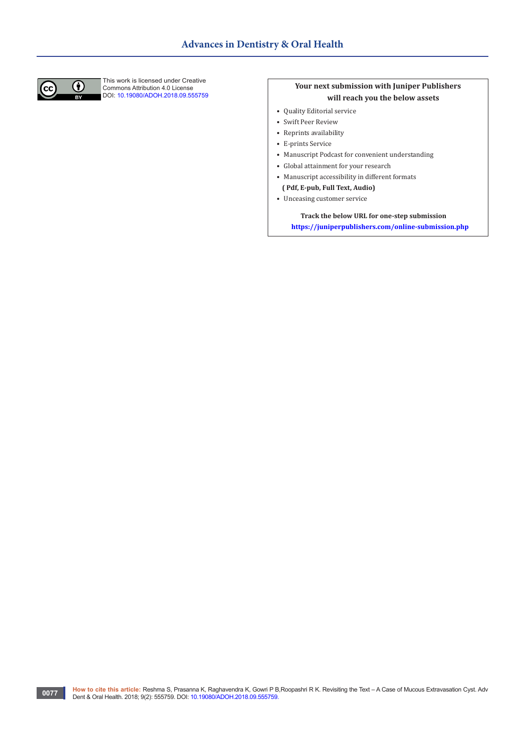This work is licensed under Creative Commons Attribution 4.0 License
DOI: 10.19080/ADOH.2018.09.555759

**Your next submission with Juniper Publishers will reach you the below assets**

- Quality Editorial service
- Swift Peer Review
- Reprints availability
- E-prints Service
- Manuscript Podcast for convenient understanding
- Global attainment for your research
- Manuscript accessibility in different formats
  **( Pdf, E-pub, Full Text, Audio)**
- Unceasing customer service

**Track the below URL for one-step submission**
**https://juniperpublishers.com/online-submission.php**